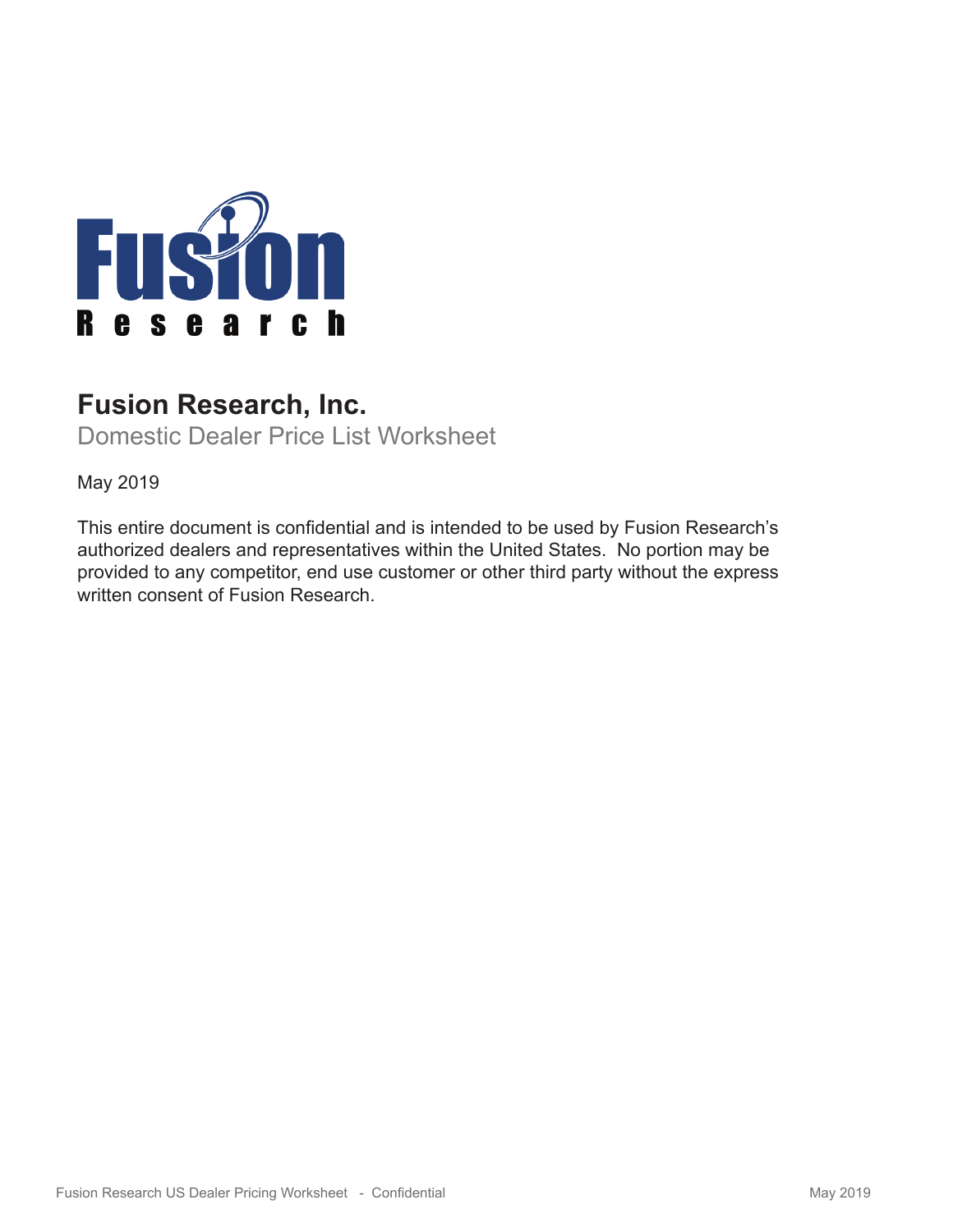# Fusion Research, Inc.

## Domestic Dealer Price List Worksheet

May 2019

This entire document is confidential and is intended to be used by Fusion Research's authorized dealers and representatives within the United States. No portion may be provided to any competitor, end use customer or other third party without the express written consent of Fusion Research.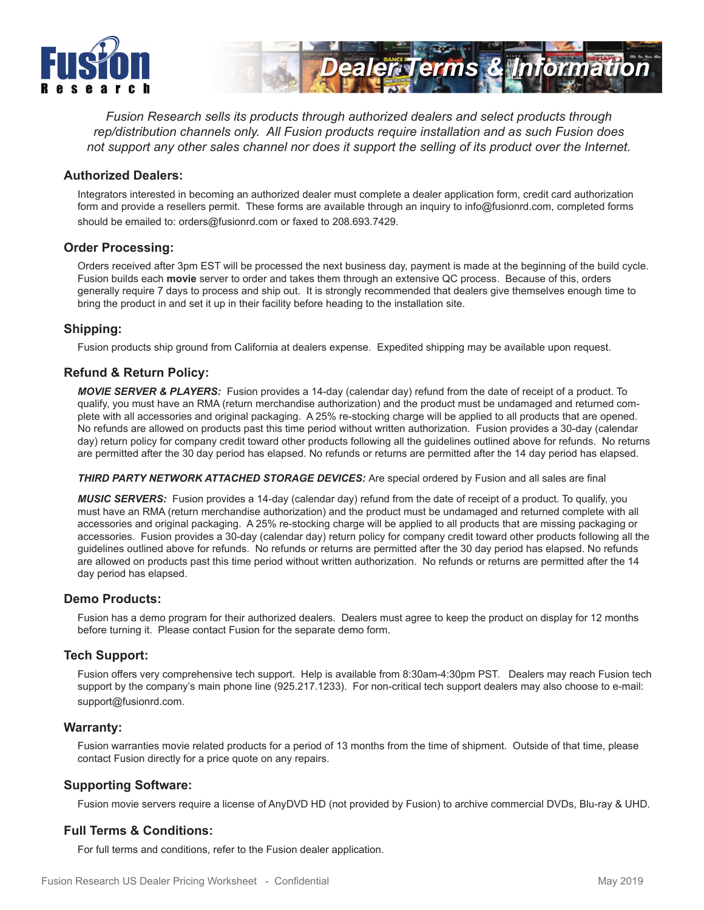# Dealer Terms & Information

*Fusion Research sells its products through authorized dealers and select products through rep/distribution channels only. All Fusion products require installation and as such Fusion does not support any other sales channel nor does it support the selling of its product over the Internet.*

## Authorized Dealers:

Integrators interested in becoming an authorized dealer must complete a dealer application form, credit card authorization form and provide a resellers permit. These forms are available through an inquiry to info@fusionrd.com, completed forms should be emailed to: orders@fusionrd.com or faxed to 208.693.7429.

## Order Processing:

Orders received after 3pm EST will be processed the next business day, payment is made at the beginning of the build cycle. Fusion builds each **movie** server to order and takes them through an extensive QC process. Because of this, orders generally require 7 days to process and ship out. It is strongly recommended that dealers give themselves enough time to bring the product in and set it up in their facility before heading to the installation site.

## Shipping:

Fusion products ship ground from California at dealers expense. Expedited shipping may be available upon request.

## Refund & Return Policy:

***MOVIE SERVER & PLAYERS:*** Fusion provides a 14-day (calendar day) refund from the date of receipt of a product. To qualify, you must have an RMA (return merchandise authorization) and the product must be undamaged and returned complete with all accessories and original packaging. A 25% re-stocking charge will be applied to all products that are opened. No refunds are allowed on products past this time period without written authorization. Fusion provides a 30-day (calendar day) return policy for company credit toward other products following all the guidelines outlined above for refunds. No returns are permitted after the 30 day period has elapsed. No refunds or returns are permitted after the 14 day period has elapsed.

***THIRD PARTY NETWORK ATTACHED STORAGE DEVICES:*** Are special ordered by Fusion and all sales are final

***MUSIC SERVERS:*** Fusion provides a 14-day (calendar day) refund from the date of receipt of a product. To qualify, you must have an RMA (return merchandise authorization) and the product must be undamaged and returned complete with all accessories and original packaging. A 25% re-stocking charge will be applied to all products that are missing packaging or accessories. Fusion provides a 30-day (calendar day) return policy for company credit toward other products following all the guidelines outlined above for refunds. No refunds or returns are permitted after the 30 day period has elapsed. No refunds are allowed on products past this time period without written authorization. No refunds or returns are permitted after the 14 day period has elapsed.

## Demo Products:

Fusion has a demo program for their authorized dealers. Dealers must agree to keep the product on display for 12 months before turning it. Please contact Fusion for the separate demo form.

## Tech Support:

Fusion offers very comprehensive tech support. Help is available from 8:30am-4:30pm PST. Dealers may reach Fusion tech support by the company's main phone line (925.217.1233). For non-critical tech support dealers may also choose to e-mail: support@fusionrd.com.

## Warranty:

Fusion warranties movie related products for a period of 13 months from the time of shipment. Outside of that time, please contact Fusion directly for a price quote on any repairs.

## Supporting Software:

Fusion movie servers require a license of AnyDVD HD (not provided by Fusion) to archive commercial DVDs, Blu-ray & UHD.

## Full Terms & Conditions:

For full terms and conditions, refer to the Fusion dealer application.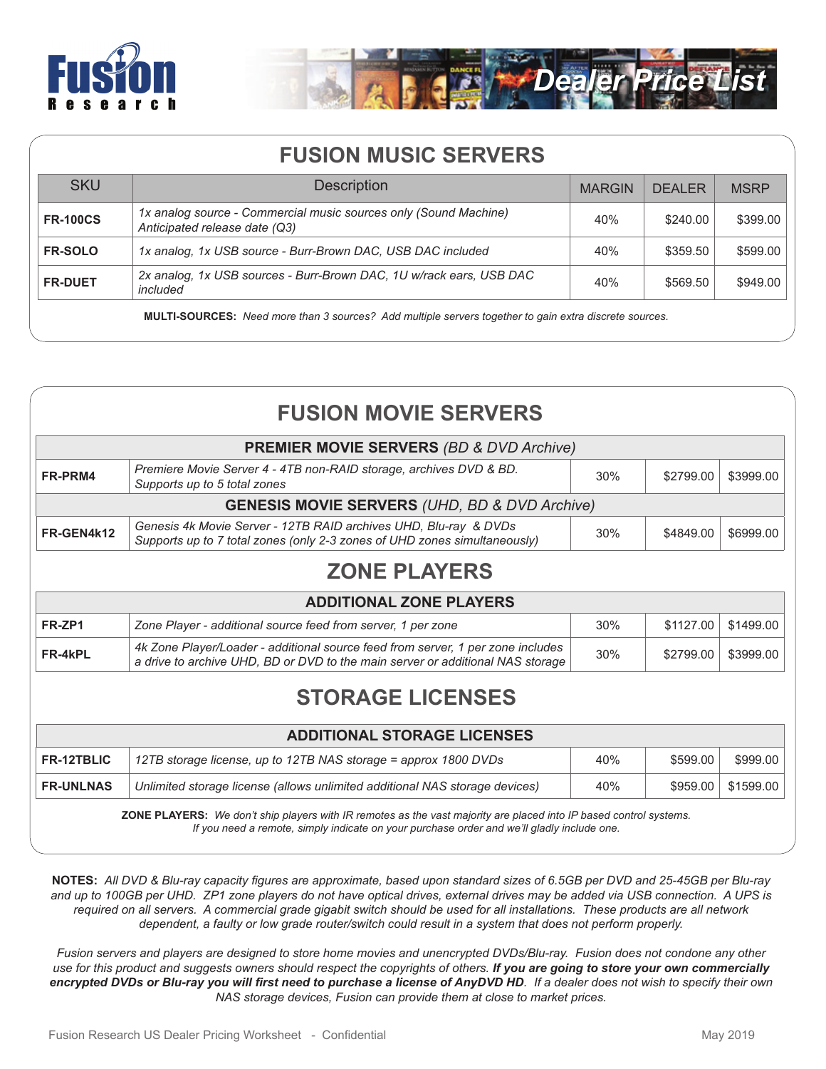# Dealer Price List

## FUSION MUSIC SERVERS

| SKU | Description | MARGIN | DEALER | MSRP |
|---|---|---|---|---|
| **FR-100CS** | *1x analog source - Commercial music sources only (Sound Machine) Anticipated release date (Q3)* | 40% | $240.00 | $399.00 |
| **FR-SOLO** | *1x analog, 1x USB source - Burr-Brown DAC, USB DAC included* | 40% | $359.50 | $599.00 |
| **FR-DUET** | *2x analog, 1x USB sources - Burr-Brown DAC, 1U w/rack ears, USB DAC included* | 40% | $569.50 | $949.00 |

**MULTI-SOURCES:** *Need more than 3 sources? Add multiple servers together to gain extra discrete sources.*

## FUSION MOVIE SERVERS

| | | | | |
|---|---|---|---|---|
| **PREMIER MOVIE SERVERS** *(BD & DVD Archive)* | | | | |
| **FR-PRM4** | *Premiere Movie Server 4 - 4TB non-RAID storage, archives DVD & BD. Supports up to 5 total zones* | 30% | $2799.00 | $3999.00 |
| **GENESIS MOVIE SERVERS** *(UHD, BD & DVD Archive)* | | | | |
| **FR-GEN4k12** | *Genesis 4k Movie Server - 12TB RAID archives UHD, Blu-ray & DVDs Supports up to 7 total zones (only 2-3 zones of UHD zones simultaneously)* | 30% | $4849.00 | $6999.00 |

## ZONE PLAYERS

| | | | | |
|---|---|---|---|---|
| **ADDITIONAL ZONE PLAYERS** | | | | |
| **FR-ZP1** | *Zone Player - additional source feed from server, 1 per zone* | 30% | $1127.00 | $1499.00 |
| **FR-4kPL** | *4k Zone Player/Loader - additional source feed from server, 1 per zone includes a drive to archive UHD, BD or DVD to the main server or additional NAS storage* | 30% | $2799.00 | $3999.00 |

## STORAGE LICENSES

| | | | | |
|---|---|---|---|---|
| **ADDITIONAL STORAGE LICENSES** | | | | |
| **FR-12TBLIC** | *12TB storage license, up to 12TB NAS storage = approx 1800 DVDs* | 40% | $599.00 | $999.00 |
| **FR-UNLNAS** | *Unlimited storage license (allows unlimited additional NAS storage devices)* | 40% | $959.00 | $1599.00 |

**ZONE PLAYERS:** *We don't ship players with IR remotes as the vast majority are placed into IP based control systems. If you need a remote, simply indicate on your purchase order and we'll gladly include one.*

**NOTES:** *All DVD & Blu-ray capacity figures are approximate, based upon standard sizes of 6.5GB per DVD and 25-45GB per Blu-ray and up to 100GB per UHD. ZP1 zone players do not have optical drives, external drives may be added via USB connection. A UPS is required on all servers. A commercial grade gigabit switch should be used for all installations. These products are all network dependent, a faulty or low grade router/switch could result in a system that does not perform properly.*

*Fusion servers and players are designed to store home movies and unencrypted DVDs/Blu-ray. Fusion does not condone any other use for this product and suggests owners should respect the copyrights of others.* ***If you are going to store your own commercially encrypted DVDs or Blu-ray you will first need to purchase a license of AnyDVD HD****. If a dealer does not wish to specify their own NAS storage devices, Fusion can provide them at close to market prices.*

Fusion Research US Dealer Pricing Worksheet - Confidential May 2019